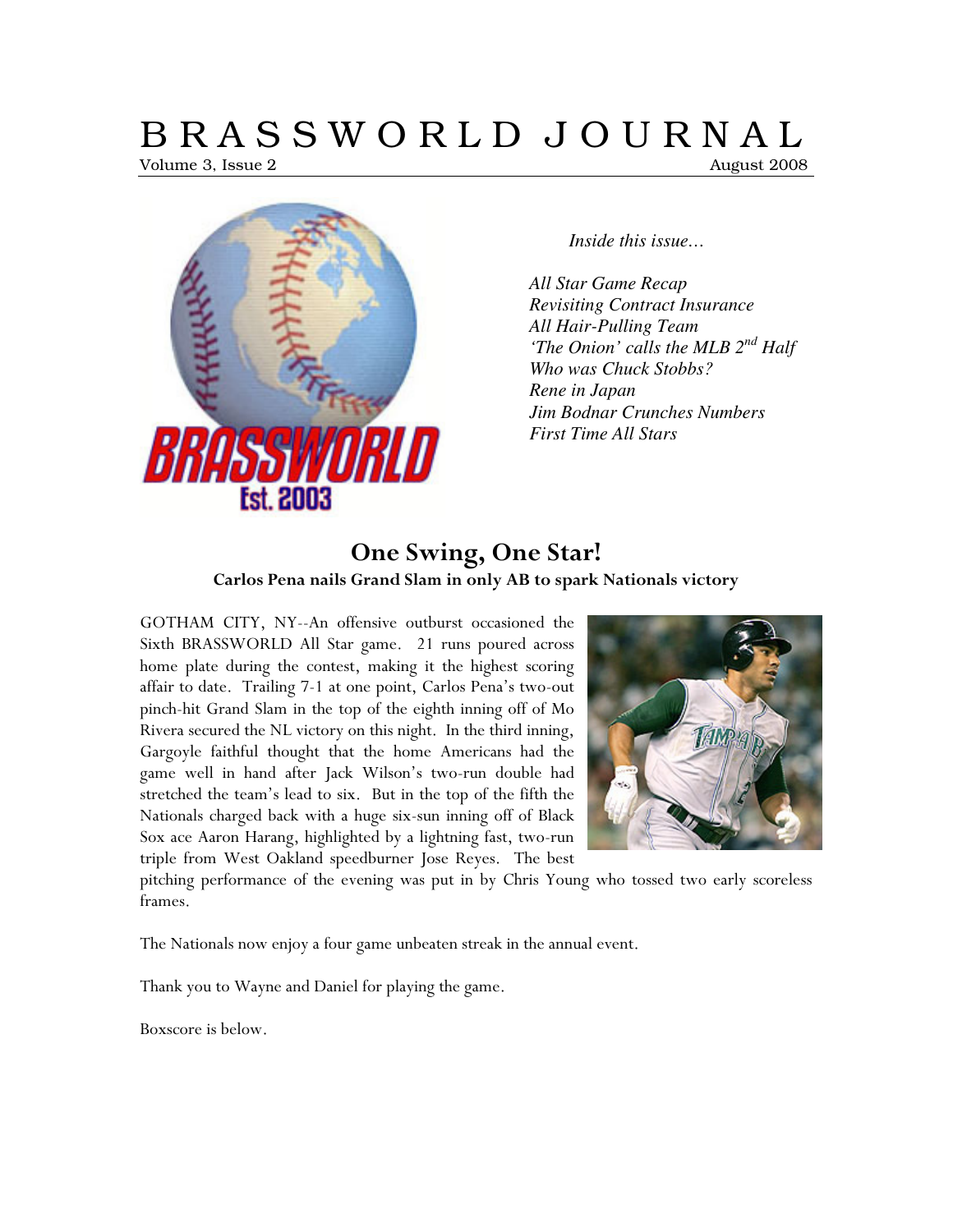# BRASSWORLD JOURNAL

Volume 3, Issue 2 — August 2008

*Inside this issue…*

*All Star Game Recap*
*Revisiting Contract Insurance*
*All Hair-Pulling Team*
*'The Onion' calls the MLB 2nd Half*
*Who was Chuck Stobbs?*
*Rene in Japan*
*Jim Bodnar Crunches Numbers*
*First Time All Stars*

## One Swing, One Star!

**Carlos Pena nails Grand Slam in only AB to spark Nationals victory**

GOTHAM CITY, NY--An offensive outburst occasioned the Sixth BRASSWORLD All Star game. 21 runs poured across home plate during the contest, making it the highest scoring affair to date. Trailing 7-1 at one point, Carlos Pena's two-out pinch-hit Grand Slam in the top of the eighth inning off of Mo Rivera secured the NL victory on this night. In the third inning, Gargoyle faithful thought that the home Americans had the game well in hand after Jack Wilson's two-run double had stretched the team's lead to six. But in the top of the fifth the Nationals charged back with a huge six-sun inning off of Black Sox ace Aaron Harang, highlighted by a lightning fast, two-run triple from West Oakland speedburner Jose Reyes. The best pitching performance of the evening was put in by Chris Young who tossed two early scoreless frames.

The Nationals now enjoy a four game unbeaten streak in the annual event.

Thank you to Wayne and Daniel for playing the game.

Boxscore is below.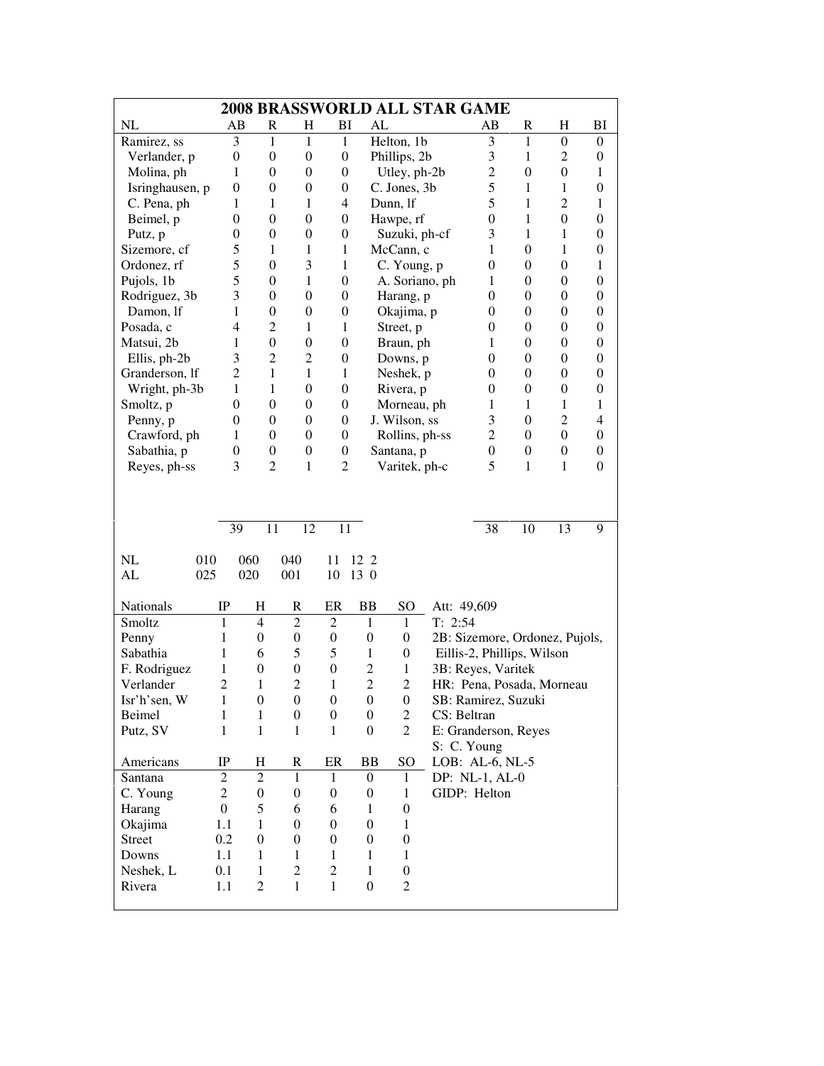# 2008 BRASSWORLD ALL STAR GAME

| NL | AB | R | H | BI | AL | AB | R | H | BI |
|---|---|---|---|---|---|---|---|---|---|
| Ramirez, ss | 3 | 1 | 1 | 1 | Helton, 1b | 3 | 1 | 0 | 0 |
| Verlander, p | 0 | 0 | 0 | 0 | Phillips, 2b | 3 | 1 | 2 | 0 |
| Molina, ph | 1 | 0 | 0 | 0 | Utley, ph-2b | 2 | 0 | 0 | 1 |
| Isringhausen, p | 0 | 0 | 0 | 0 | C. Jones, 3b | 5 | 1 | 1 | 0 |
| C. Pena, ph | 1 | 1 | 1 | 4 | Dunn, lf | 5 | 1 | 2 | 1 |
| Beimel, p | 0 | 0 | 0 | 0 | Hawpe, rf | 0 | 1 | 0 | 0 |
| Putz, p | 0 | 0 | 0 | 0 | Suzuki, ph-cf | 3 | 1 | 1 | 0 |
| Sizemore, cf | 5 | 1 | 1 | 1 | McCann, c | 1 | 0 | 1 | 0 |
| Ordonez, rf | 5 | 0 | 3 | 1 | C. Young, p | 0 | 0 | 0 | 1 |
| Pujols, 1b | 5 | 0 | 1 | 0 | A. Soriano, ph | 1 | 0 | 0 | 0 |
| Rodriguez, 3b | 3 | 0 | 0 | 0 | Harang, p | 0 | 0 | 0 | 0 |
| Damon, lf | 1 | 0 | 0 | 0 | Okajima, p | 0 | 0 | 0 | 0 |
| Posada, c | 4 | 2 | 1 | 1 | Street, p | 0 | 0 | 0 | 0 |
| Matsui, 2b | 1 | 0 | 0 | 0 | Braun, ph | 1 | 0 | 0 | 0 |
| Ellis, ph-2b | 3 | 2 | 2 | 0 | Downs, p | 0 | 0 | 0 | 0 |
| Granderson, lf | 2 | 1 | 1 | 1 | Neshek, p | 0 | 0 | 0 | 0 |
| Wright, ph-3b | 1 | 1 | 0 | 0 | Rivera, p | 0 | 0 | 0 | 0 |
| Smoltz, p | 0 | 0 | 0 | 0 | Morneau, ph | 1 | 1 | 1 | 1 |
| Penny, p | 0 | 0 | 0 | 0 | J. Wilson, ss | 3 | 0 | 2 | 4 |
| Crawford, ph | 1 | 0 | 0 | 0 | Rollins, ph-ss | 2 | 0 | 0 | 0 |
| Sabathia, p | 0 | 0 | 0 | 0 | Santana, p | 0 | 0 | 0 | 0 |
| Reyes, ph-ss | 3 | 2 | 1 | 2 | Varitek, ph-c | 5 | 1 | 1 | 0 |
| | 39 | 11 | 12 | 11 | | 38 | 10 | 13 | 9 |

| | | | | R | H | E |
|---|---|---|---|---|---|---|
| NL | 010 | 060 | 040 | 11 | 12 | 2 |
| AL | 025 | 020 | 001 | 10 | 13 | 0 |

| Nationals | IP | H | R | ER | BB | SO |
|---|---|---|---|---|---|---|
| Smoltz | 1 | 4 | 2 | 2 | 1 | 1 |
| Penny | 1 | 0 | 0 | 0 | 0 | 0 |
| Sabathia | 1 | 6 | 5 | 5 | 1 | 0 |
| F. Rodriguez | 1 | 0 | 0 | 0 | 2 | 1 |
| Verlander | 2 | 1 | 2 | 1 | 2 | 2 |
| Isr'h'sen, W | 1 | 0 | 0 | 0 | 0 | 0 |
| Beimel | 1 | 1 | 0 | 0 | 0 | 2 |
| Putz, SV | 1 | 1 | 1 | 1 | 0 | 2 |

| Americans | IP | H | R | ER | BB | SO |
|---|---|---|---|---|---|---|
| Santana | 2 | 2 | 1 | 1 | 0 | 1 |
| C. Young | 2 | 0 | 0 | 0 | 0 | 1 |
| Harang | 0 | 5 | 6 | 6 | 1 | 0 |
| Okajima | 1.1 | 1 | 0 | 0 | 0 | 1 |
| Street | 0.2 | 0 | 0 | 0 | 0 | 0 |
| Downs | 1.1 | 1 | 1 | 1 | 1 | 1 |
| Neshek, L | 0.1 | 1 | 2 | 2 | 1 | 0 |
| Rivera | 1.1 | 2 | 1 | 1 | 0 | 2 |

Att: 49,609
T: 2:54
2B: Sizemore, Ordonez, Pujols, Eillis-2, Phillips, Wilson
3B: Reyes, Varitek
HR: Pena, Posada, Morneau
SB: Ramirez, Suzuki
CS: Beltran
E: Granderson, Reyes
S: C. Young
LOB: AL-6, NL-5
DP: NL-1, AL-0
GIDP: Helton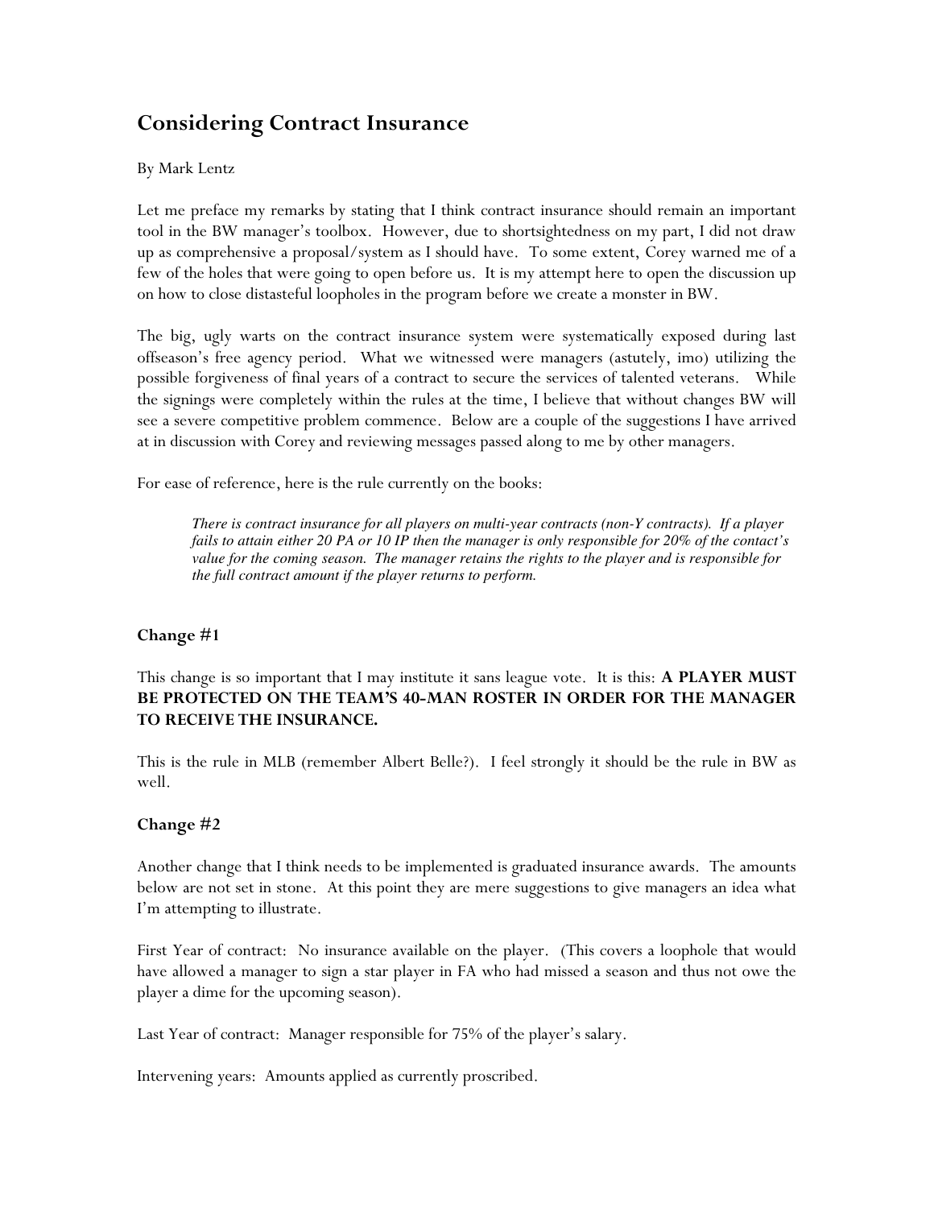# Considering Contract Insurance

By Mark Lentz

Let me preface my remarks by stating that I think contract insurance should remain an important tool in the BW manager's toolbox. However, due to shortsightedness on my part, I did not draw up as comprehensive a proposal/system as I should have. To some extent, Corey warned me of a few of the holes that were going to open before us. It is my attempt here to open the discussion up on how to close distasteful loopholes in the program before we create a monster in BW.

The big, ugly warts on the contract insurance system were systematically exposed during last offseason's free agency period. What we witnessed were managers (astutely, imo) utilizing the possible forgiveness of final years of a contract to secure the services of talented veterans. While the signings were completely within the rules at the time, I believe that without changes BW will see a severe competitive problem commence. Below are a couple of the suggestions I have arrived at in discussion with Corey and reviewing messages passed along to me by other managers.

For ease of reference, here is the rule currently on the books:

> *There is contract insurance for all players on multi-year contracts (non-Y contracts). If a player fails to attain either 20 PA or 10 IP then the manager is only responsible for 20% of the contact's value for the coming season. The manager retains the rights to the player and is responsible for the full contract amount if the player returns to perform.*

## Change #1

This change is so important that I may institute it sans league vote. It is this: **A PLAYER MUST BE PROTECTED ON THE TEAM'S 40-MAN ROSTER IN ORDER FOR THE MANAGER TO RECEIVE THE INSURANCE.**

This is the rule in MLB (remember Albert Belle?). I feel strongly it should be the rule in BW as well.

## Change #2

Another change that I think needs to be implemented is graduated insurance awards. The amounts below are not set in stone. At this point they are mere suggestions to give managers an idea what I'm attempting to illustrate.

First Year of contract: No insurance available on the player. (This covers a loophole that would have allowed a manager to sign a star player in FA who had missed a season and thus not owe the player a dime for the upcoming season).

Last Year of contract: Manager responsible for 75% of the player's salary.

Intervening years: Amounts applied as currently proscribed.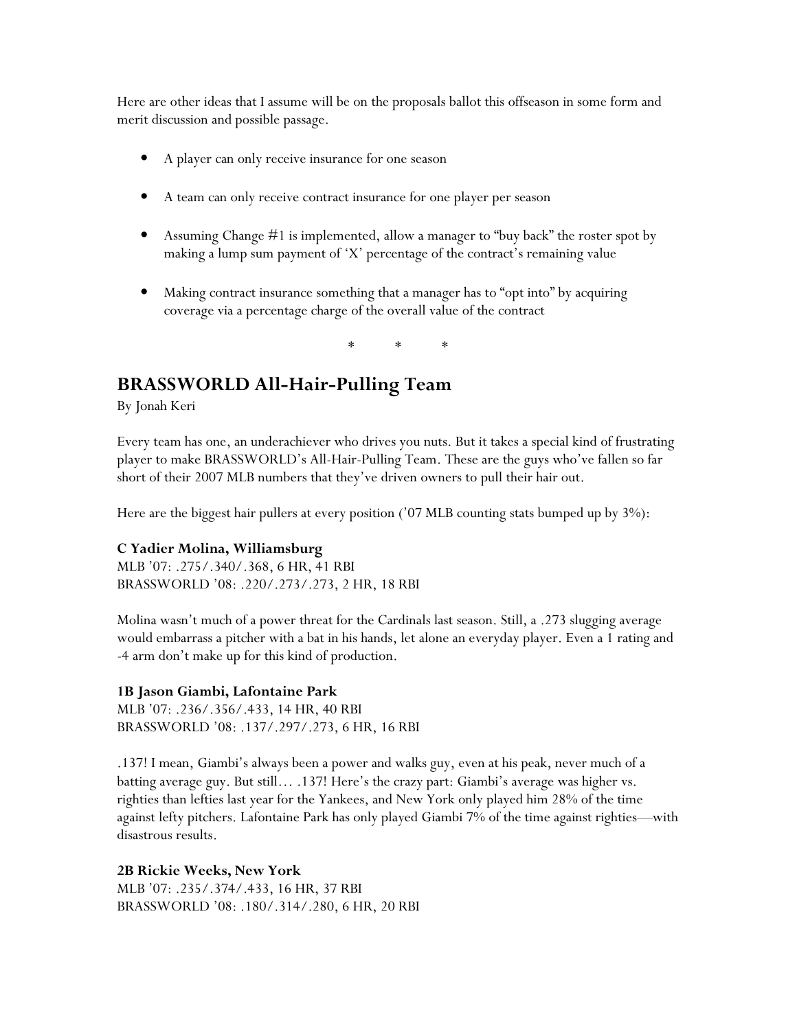Here are other ideas that I assume will be on the proposals ballot this offseason in some form and merit discussion and possible passage.

- A player can only receive insurance for one season
- A team can only receive contract insurance for one player per season
- Assuming Change #1 is implemented, allow a manager to "buy back" the roster spot by making a lump sum payment of 'X' percentage of the contract's remaining value
- Making contract insurance something that a manager has to "opt into" by acquiring coverage via a percentage charge of the overall value of the contract

\* \* \*

## BRASSWORLD All-Hair-Pulling Team

By Jonah Keri

Every team has one, an underachiever who drives you nuts. But it takes a special kind of frustrating player to make BRASSWORLD's All-Hair-Pulling Team. These are the guys who've fallen so far short of their 2007 MLB numbers that they've driven owners to pull their hair out.

Here are the biggest hair pullers at every position ('07 MLB counting stats bumped up by 3%):

**C Yadier Molina, Williamsburg**
MLB '07: .275/.340/.368, 6 HR, 41 RBI
BRASSWORLD '08: .220/.273/.273, 2 HR, 18 RBI

Molina wasn't much of a power threat for the Cardinals last season. Still, a .273 slugging average would embarrass a pitcher with a bat in his hands, let alone an everyday player. Even a 1 rating and -4 arm don't make up for this kind of production.

**1B Jason Giambi, Lafontaine Park**
MLB '07: .236/.356/.433, 14 HR, 40 RBI
BRASSWORLD '08: .137/.297/.273, 6 HR, 16 RBI

.137! I mean, Giambi's always been a power and walks guy, even at his peak, never much of a batting average guy. But still… .137! Here's the crazy part: Giambi's average was higher vs. righties than lefties last year for the Yankees, and New York only played him 28% of the time against lefty pitchers. Lafontaine Park has only played Giambi 7% of the time against righties—with disastrous results.

**2B Rickie Weeks, New York**
MLB '07: .235/.374/.433, 16 HR, 37 RBI
BRASSWORLD '08: .180/.314/.280, 6 HR, 20 RBI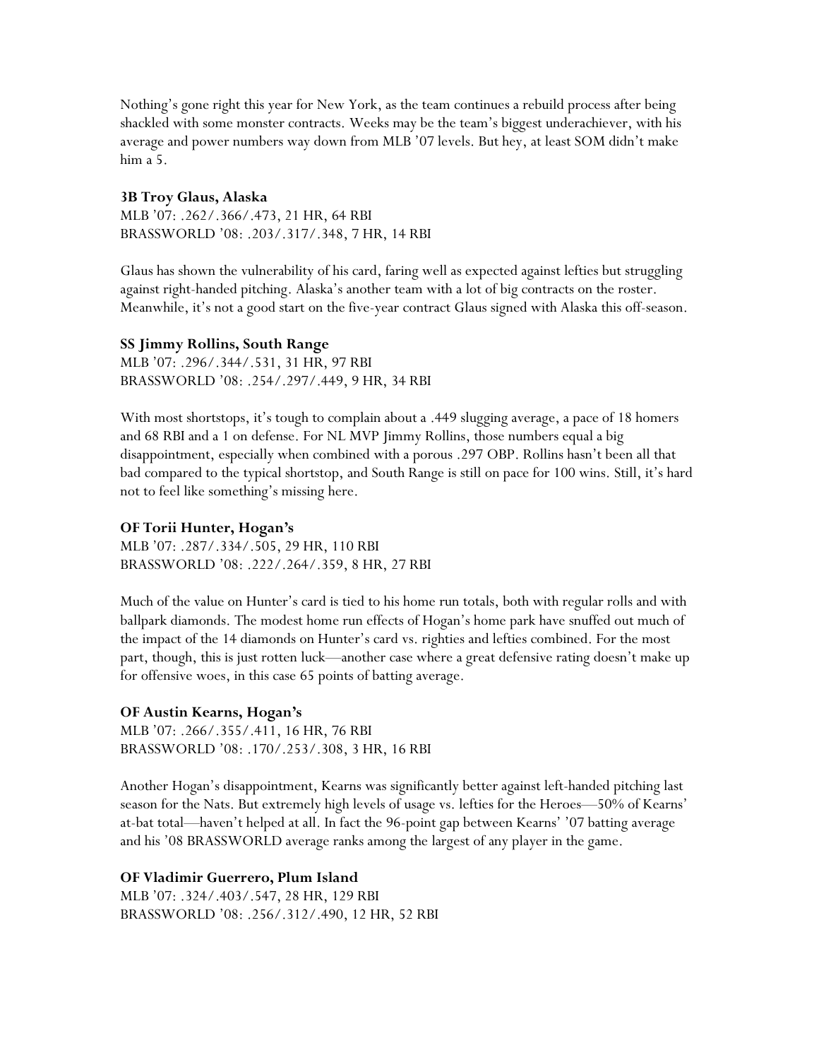Nothing's gone right this year for New York, as the team continues a rebuild process after being shackled with some monster contracts. Weeks may be the team's biggest underachiever, with his average and power numbers way down from MLB '07 levels. But hey, at least SOM didn't make him a 5.

**3B Troy Glaus, Alaska**
MLB '07: .262/.366/.473, 21 HR, 64 RBI
BRASSWORLD '08: .203/.317/.348, 7 HR, 14 RBI

Glaus has shown the vulnerability of his card, faring well as expected against lefties but struggling against right-handed pitching. Alaska's another team with a lot of big contracts on the roster. Meanwhile, it's not a good start on the five-year contract Glaus signed with Alaska this off-season.

**SS Jimmy Rollins, South Range**
MLB '07: .296/.344/.531, 31 HR, 97 RBI
BRASSWORLD '08: .254/.297/.449, 9 HR, 34 RBI

With most shortstops, it's tough to complain about a .449 slugging average, a pace of 18 homers and 68 RBI and a 1 on defense. For NL MVP Jimmy Rollins, those numbers equal a big disappointment, especially when combined with a porous .297 OBP. Rollins hasn't been all that bad compared to the typical shortstop, and South Range is still on pace for 100 wins. Still, it's hard not to feel like something's missing here.

**OF Torii Hunter, Hogan's**
MLB '07: .287/.334/.505, 29 HR, 110 RBI
BRASSWORLD '08: .222/.264/.359, 8 HR, 27 RBI

Much of the value on Hunter's card is tied to his home run totals, both with regular rolls and with ballpark diamonds. The modest home run effects of Hogan's home park have snuffed out much of the impact of the 14 diamonds on Hunter's card vs. righties and lefties combined. For the most part, though, this is just rotten luck—another case where a great defensive rating doesn't make up for offensive woes, in this case 65 points of batting average.

**OF Austin Kearns, Hogan's**
MLB '07: .266/.355/.411, 16 HR, 76 RBI
BRASSWORLD '08: .170/.253/.308, 3 HR, 16 RBI

Another Hogan's disappointment, Kearns was significantly better against left-handed pitching last season for the Nats. But extremely high levels of usage vs. lefties for the Heroes—50% of Kearns' at-bat total—haven't helped at all. In fact the 96-point gap between Kearns' '07 batting average and his '08 BRASSWORLD average ranks among the largest of any player in the game.

**OF Vladimir Guerrero, Plum Island**
MLB '07: .324/.403/.547, 28 HR, 129 RBI
BRASSWORLD '08: .256/.312/.490, 12 HR, 52 RBI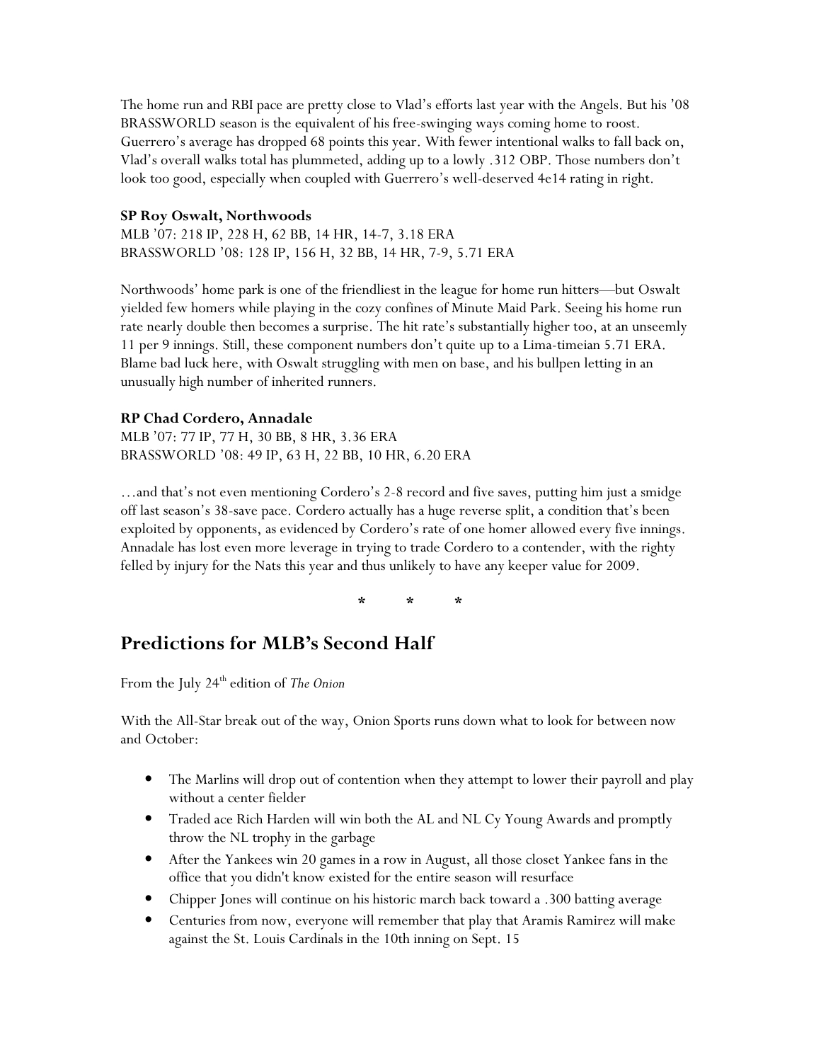The home run and RBI pace are pretty close to Vlad's efforts last year with the Angels. But his '08 BRASSWORLD season is the equivalent of his free-swinging ways coming home to roost. Guerrero's average has dropped 68 points this year. With fewer intentional walks to fall back on, Vlad's overall walks total has plummeted, adding up to a lowly .312 OBP. Those numbers don't look too good, especially when coupled with Guerrero's well-deserved 4e14 rating in right.

**SP Roy Oswalt, Northwoods**
MLB '07: 218 IP, 228 H, 62 BB, 14 HR, 14-7, 3.18 ERA
BRASSWORLD '08: 128 IP, 156 H, 32 BB, 14 HR, 7-9, 5.71 ERA

Northwoods' home park is one of the friendliest in the league for home run hitters—but Oswalt yielded few homers while playing in the cozy confines of Minute Maid Park. Seeing his home run rate nearly double then becomes a surprise. The hit rate's substantially higher too, at an unseemly 11 per 9 innings. Still, these component numbers don't quite up to a Lima-timeian 5.71 ERA. Blame bad luck here, with Oswalt struggling with men on base, and his bullpen letting in an unusually high number of inherited runners.

**RP Chad Cordero, Annadale**
MLB '07: 77 IP, 77 H, 30 BB, 8 HR, 3.36 ERA
BRASSWORLD '08: 49 IP, 63 H, 22 BB, 10 HR, 6.20 ERA

…and that's not even mentioning Cordero's 2-8 record and five saves, putting him just a smidge off last season's 38-save pace. Cordero actually has a huge reverse split, a condition that's been exploited by opponents, as evidenced by Cordero's rate of one homer allowed every five innings. Annadale has lost even more leverage in trying to trade Cordero to a contender, with the righty felled by injury for the Nats this year and thus unlikely to have any keeper value for 2009.

\* \* \*

## Predictions for MLB's Second Half

From the July 24th edition of *The Onion*

With the All-Star break out of the way, Onion Sports runs down what to look for between now and October:

- The Marlins will drop out of contention when they attempt to lower their payroll and play without a center fielder
- Traded ace Rich Harden will win both the AL and NL Cy Young Awards and promptly throw the NL trophy in the garbage
- After the Yankees win 20 games in a row in August, all those closet Yankee fans in the office that you didn't know existed for the entire season will resurface
- Chipper Jones will continue on his historic march back toward a .300 batting average
- Centuries from now, everyone will remember that play that Aramis Ramirez will make against the St. Louis Cardinals in the 10th inning on Sept. 15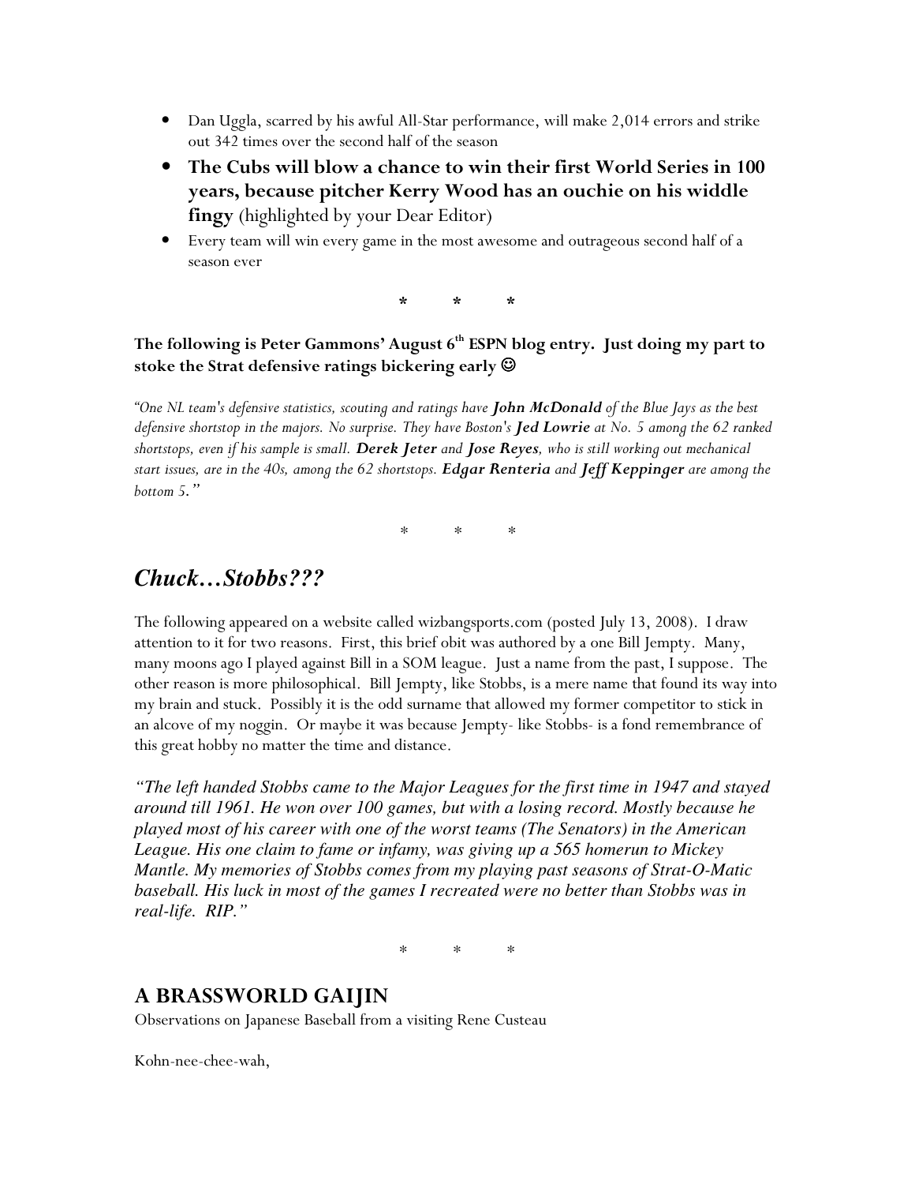- Dan Uggla, scarred by his awful All-Star performance, will make 2,014 errors and strike out 342 times over the second half of the season
- **The Cubs will blow a chance to win their first World Series in 100 years, because pitcher Kerry Wood has an ouchie on his widdle fingy** (highlighted by your Dear Editor)
- Every team will win every game in the most awesome and outrageous second half of a season ever

\* \* \*

**The following is Peter Gammons' August 6th ESPN blog entry. Just doing my part to stoke the Strat defensive ratings bickering early ☺**

*"One NL team's defensive statistics, scouting and ratings have **John McDonald** of the Blue Jays as the best defensive shortstop in the majors. No surprise. They have Boston's **Jed Lowrie** at No. 5 among the 62 ranked shortstops, even if his sample is small. **Derek Jeter** and **Jose Reyes**, who is still working out mechanical start issues, are in the 40s, among the 62 shortstops. **Edgar Renteria** and **Jeff Keppinger** are among the bottom 5."*

\* \* \*

## *Chuck…Stobbs???*

The following appeared on a website called wizbangsports.com (posted July 13, 2008). I draw attention to it for two reasons. First, this brief obit was authored by a one Bill Jempty. Many, many moons ago I played against Bill in a SOM league. Just a name from the past, I suppose. The other reason is more philosophical. Bill Jempty, like Stobbs, is a mere name that found its way into my brain and stuck. Possibly it is the odd surname that allowed my former competitor to stick in an alcove of my noggin. Or maybe it was because Jempty- like Stobbs- is a fond remembrance of this great hobby no matter the time and distance.

*"The left handed Stobbs came to the Major Leagues for the first time in 1947 and stayed around till 1961. He won over 100 games, but with a losing record. Mostly because he played most of his career with one of the worst teams (The Senators) in the American League. His one claim to fame or infamy, was giving up a 565 homerun to Mickey Mantle. My memories of Stobbs comes from my playing past seasons of Strat-O-Matic baseball. His luck in most of the games I recreated were no better than Stobbs was in real-life. RIP."*

\* \* \*

## A BRASSWORLD GAIJIN

Observations on Japanese Baseball from a visiting Rene Custeau

Kohn-nee-chee-wah,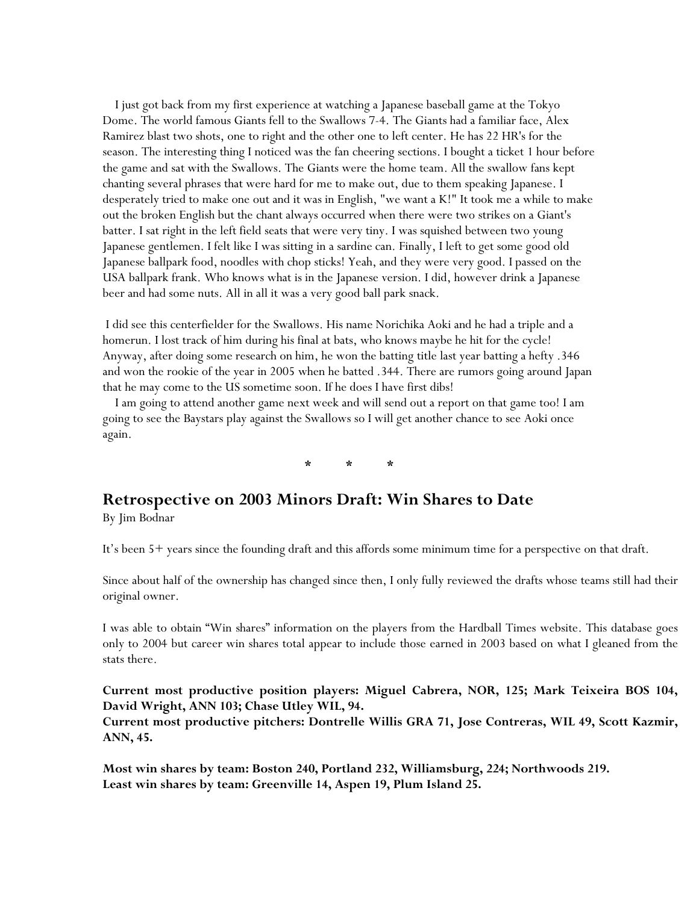I just got back from my first experience at watching a Japanese baseball game at the Tokyo Dome. The world famous Giants fell to the Swallows 7-4. The Giants had a familiar face, Alex Ramirez blast two shots, one to right and the other one to left center. He has 22 HR's for the season. The interesting thing I noticed was the fan cheering sections. I bought a ticket 1 hour before the game and sat with the Swallows. The Giants were the home team. All the swallow fans kept chanting several phrases that were hard for me to make out, due to them speaking Japanese. I desperately tried to make one out and it was in English, "we want a K!" It took me a while to make out the broken English but the chant always occurred when there were two strikes on a Giant's batter. I sat right in the left field seats that were very tiny. I was squished between two young Japanese gentlemen. I felt like I was sitting in a sardine can. Finally, I left to get some good old Japanese ballpark food, noodles with chop sticks! Yeah, and they were very good. I passed on the USA ballpark frank. Who knows what is in the Japanese version. I did, however drink a Japanese beer and had some nuts. All in all it was a very good ball park snack.

I did see this centerfielder for the Swallows. His name Norichika Aoki and he had a triple and a homerun. I lost track of him during his final at bats, who knows maybe he hit for the cycle! Anyway, after doing some research on him, he won the batting title last year batting a hefty .346 and won the rookie of the year in 2005 when he batted .344. There are rumors going around Japan that he may come to the US sometime soon. If he does I have first dibs!

I am going to attend another game next week and will send out a report on that game too! I am going to see the Baystars play against the Swallows so I will get another chance to see Aoki once again.

\* \* \*

## Retrospective on 2003 Minors Draft: Win Shares to Date

By Jim Bodnar

It's been 5+ years since the founding draft and this affords some minimum time for a perspective on that draft.

Since about half of the ownership has changed since then, I only fully reviewed the drafts whose teams still had their original owner.

I was able to obtain "Win shares" information on the players from the Hardball Times website. This database goes only to 2004 but career win shares total appear to include those earned in 2003 based on what I gleaned from the stats there.

**Current most productive position players: Miguel Cabrera, NOR, 125; Mark Teixeira BOS 104, David Wright, ANN 103; Chase Utley WIL, 94.**
**Current most productive pitchers: Dontrelle Willis GRA 71, Jose Contreras, WIL 49, Scott Kazmir, ANN, 45.**

**Most win shares by team: Boston 240, Portland 232, Williamsburg, 224; Northwoods 219.**
**Least win shares by team: Greenville 14, Aspen 19, Plum Island 25.**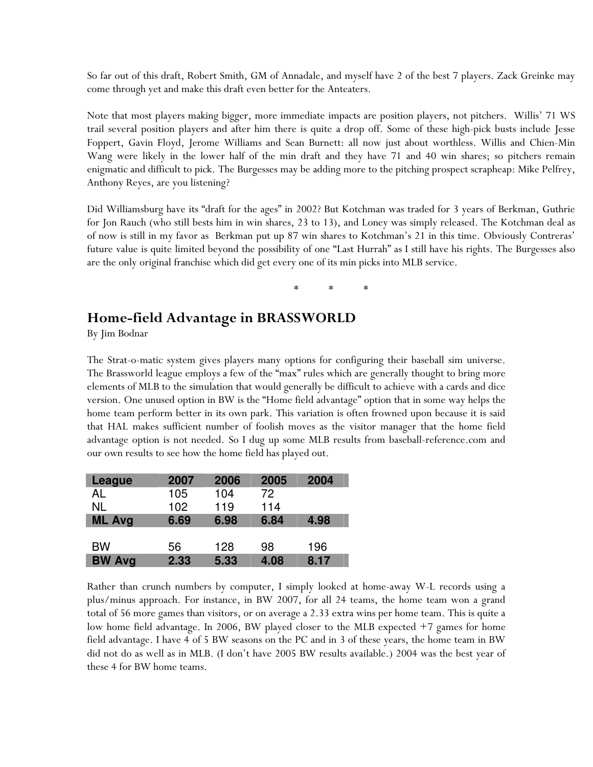So far out of this draft, Robert Smith, GM of Annadale, and myself have 2 of the best 7 players. Zack Greinke may come through yet and make this draft even better for the Anteaters.

Note that most players making bigger, more immediate impacts are position players, not pitchers. Willis' 71 WS trail several position players and after him there is quite a drop off. Some of these high-pick busts include Jesse Foppert, Gavin Floyd, Jerome Williams and Sean Burnett: all now just about worthless. Willis and Chien-Min Wang were likely in the lower half of the min draft and they have 71 and 40 win shares; so pitchers remain enigmatic and difficult to pick. The Burgesses may be adding more to the pitching prospect scrapheap: Mike Pelfrey, Anthony Reyes, are you listening?

Did Williamsburg have its "draft for the ages" in 2002? But Kotchman was traded for 3 years of Berkman, Guthrie for Jon Rauch (who still bests him in win shares, 23 to 13), and Loney was simply released. The Kotchman deal as of now is still in my favor as Berkman put up 87 win shares to Kotchman's 21 in this time. Obviously Contreras' future value is quite limited beyond the possibility of one "Last Hurrah" as I still have his rights. The Burgesses also are the only original franchise which did get every one of its min picks into MLB service.

\* \* \*

## Home-field Advantage in BRASSWORLD

By Jim Bodnar

The Strat-o-matic system gives players many options for configuring their baseball sim universe. The Brassworld league employs a few of the "max" rules which are generally thought to bring more elements of MLB to the simulation that would generally be difficult to achieve with a cards and dice version. One unused option in BW is the "Home field advantage" option that in some way helps the home team perform better in its own park. This variation is often frowned upon because it is said that HAL makes sufficient number of foolish moves as the visitor manager that the home field advantage option is not needed. So I dug up some MLB results from baseball-reference.com and our own results to see how the home field has played out.

| League | 2007 | 2006 | 2005 | 2004 |
|---|---|---|---|---|
| AL | 105 | 104 | 72 | |
| NL | 102 | 119 | 114 | |
| **ML Avg** | **6.69** | **6.98** | **6.84** | **4.98** |
| | | | | |
| BW | 56 | 128 | 98 | 196 |
| **BW Avg** | **2.33** | **5.33** | **4.08** | **8.17** |

Rather than crunch numbers by computer, I simply looked at home-away W-L records using a plus/minus approach. For instance, in BW 2007, for all 24 teams, the home team won a grand total of 56 more games than visitors, or on average a 2.33 extra wins per home team. This is quite a low home field advantage. In 2006, BW played closer to the MLB expected +7 games for home field advantage. I have 4 of 5 BW seasons on the PC and in 3 of these years, the home team in BW did not do as well as in MLB. (I don't have 2005 BW results available.) 2004 was the best year of these 4 for BW home teams.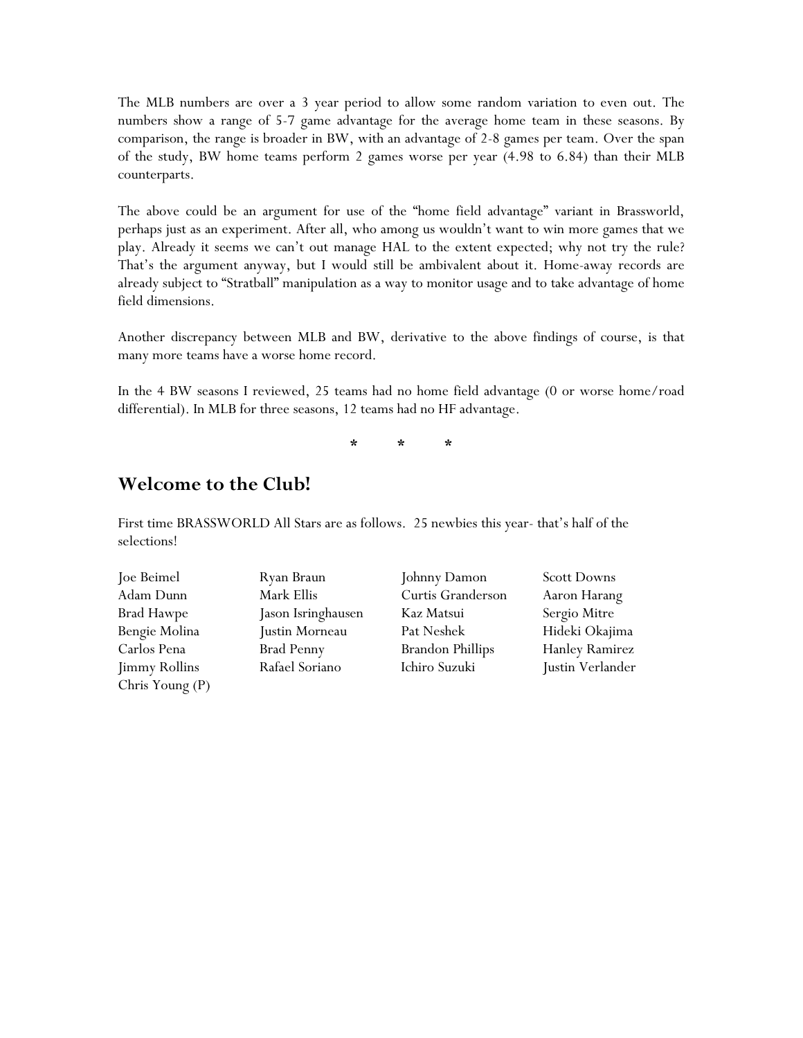The MLB numbers are over a 3 year period to allow some random variation to even out. The numbers show a range of 5-7 game advantage for the average home team in these seasons. By comparison, the range is broader in BW, with an advantage of 2-8 games per team. Over the span of the study, BW home teams perform 2 games worse per year (4.98 to 6.84) than their MLB counterparts.

The above could be an argument for use of the "home field advantage" variant in Brassworld, perhaps just as an experiment. After all, who among us wouldn't want to win more games that we play. Already it seems we can't out manage HAL to the extent expected; why not try the rule? That's the argument anyway, but I would still be ambivalent about it. Home-away records are already subject to "Stratball" manipulation as a way to monitor usage and to take advantage of home field dimensions.

Another discrepancy between MLB and BW, derivative to the above findings of course, is that many more teams have a worse home record.

In the 4 BW seasons I reviewed, 25 teams had no home field advantage (0 or worse home/road differential). In MLB for three seasons, 12 teams had no HF advantage.

\* \* \*

## Welcome to the Club!

First time BRASSWORLD All Stars are as follows. 25 newbies this year- that's half of the selections!

| | | | |
|---|---|---|---|
| Joe Beimel | Ryan Braun | Johnny Damon | Scott Downs |
| Adam Dunn | Mark Ellis | Curtis Granderson | Aaron Harang |
| Brad Hawpe | Jason Isringhausen | Kaz Matsui | Sergio Mitre |
| Bengie Molina | Justin Morneau | Pat Neshek | Hideki Okajima |
| Carlos Pena | Brad Penny | Brandon Phillips | Hanley Ramirez |
| Jimmy Rollins | Rafael Soriano | Ichiro Suzuki | Justin Verlander |
| Chris Young (P) | | | |